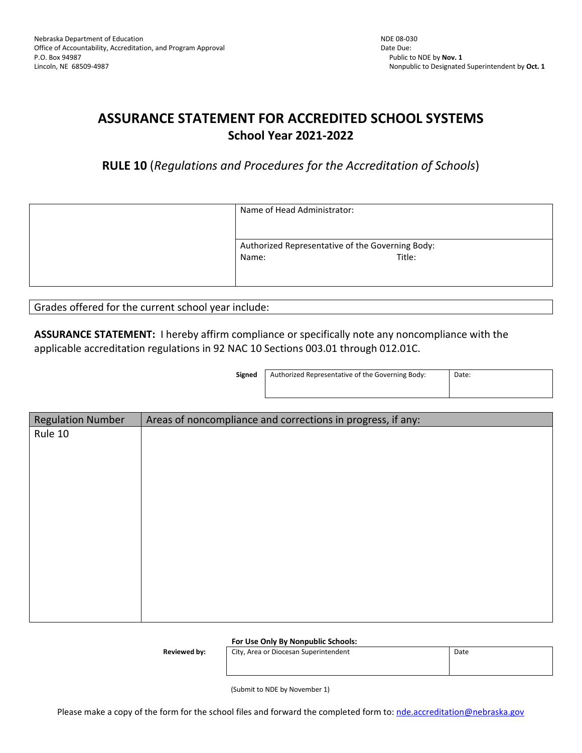Nebraska Department of Education
Office of Accountability, Accreditation, and Program Approval
P.O. Box 94987
Lincoln, NE 68509-4987

NDE 08-030
Date Due:
Public to NDE by **Nov. 1**
Nonpublic to Designated Superintendent by **Oct. 1**

# ASSURANCE STATEMENT FOR ACCREDITED SCHOOL SYSTEMS

## School Year 2021-2022

### RULE 10 (*Regulations and Procedures for the Accreditation of Schools*)

| | |
|---|---|
| | Name of Head Administrator: |
| | Authorized Representative of the Governing Body:<br>Name: Title: |

| Grades offered for the current school year include: |
|---|

**ASSURANCE STATEMENT:** I hereby affirm compliance or specifically note any noncompliance with the applicable accreditation regulations in 92 NAC 10 Sections 003.01 through 012.01C.

| **Signed** | Authorized Representative of the Governing Body: | Date: |
|---|---|---|

| Regulation Number | Areas of noncompliance and corrections in progress, if any: |
|---|---|
| Rule 10 | |

**For Use Only By Nonpublic Schools:**

| **Reviewed by:** | City, Area or Diocesan Superintendent | Date |
|---|---|---|

(Submit to NDE by November 1)

Please make a copy of the form for the school files and forward the completed form to: nde.accreditation@nebraska.gov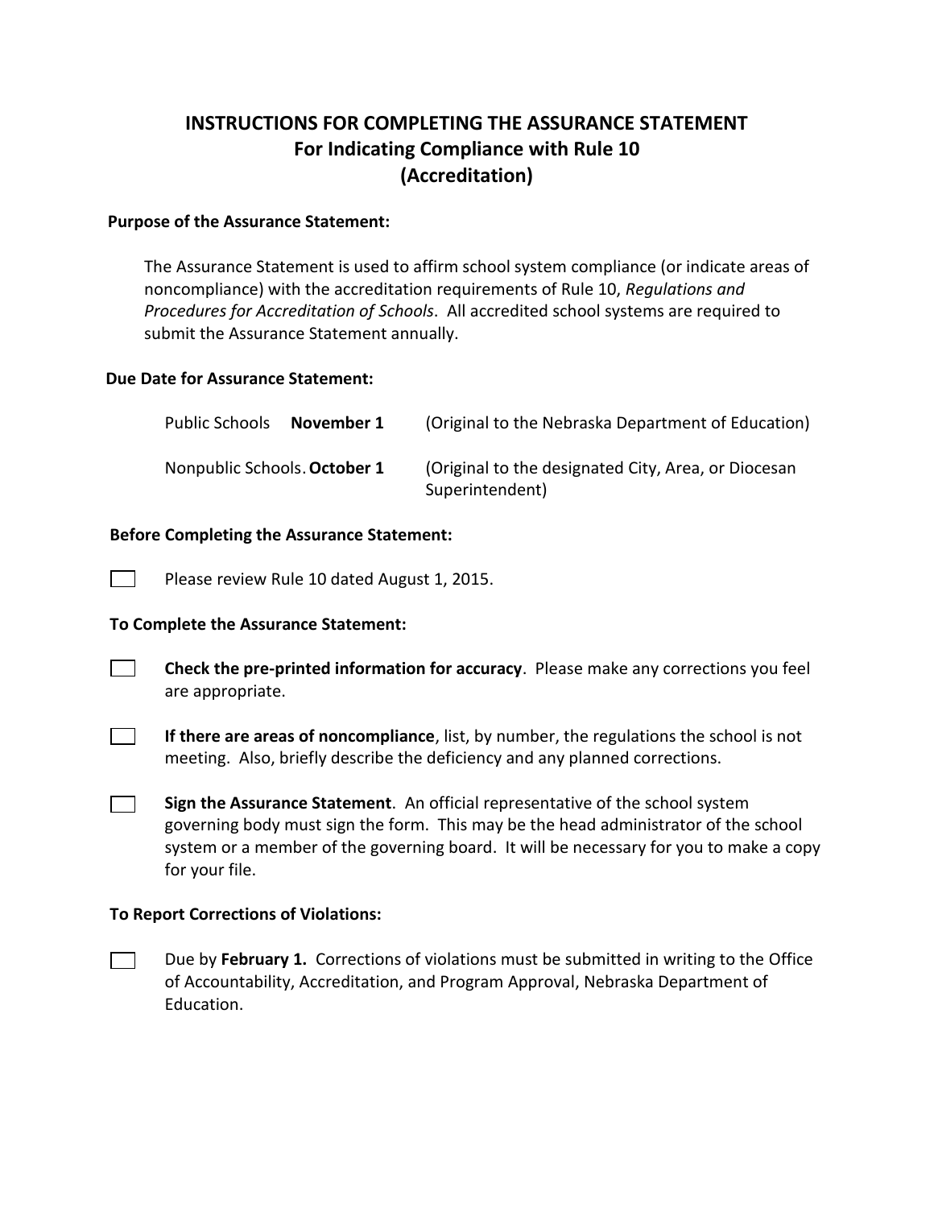# INSTRUCTIONS FOR COMPLETING THE ASSURANCE STATEMENT
## For Indicating Compliance with Rule 10
## (Accreditation)

**Purpose of the Assurance Statement:**

The Assurance Statement is used to affirm school system compliance (or indicate areas of noncompliance) with the accreditation requirements of Rule 10, *Regulations and Procedures for Accreditation of Schools*. All accredited school systems are required to submit the Assurance Statement annually.

**Due Date for Assurance Statement:**

| | | |
|---|---|---|
| Public Schools | **November 1** | (Original to the Nebraska Department of Education) |
| Nonpublic Schools. | **October 1** | (Original to the designated City, Area, or Diocesan Superintendent) |

**Before Completing the Assurance Statement:**

- [ ] Please review Rule 10 dated August 1, 2015.

**To Complete the Assurance Statement:**

- [ ] **Check the pre-printed information for accuracy**. Please make any corrections you feel are appropriate.
- [ ] **If there are areas of noncompliance**, list, by number, the regulations the school is not meeting. Also, briefly describe the deficiency and any planned corrections.
- [ ] **Sign the Assurance Statement**. An official representative of the school system governing body must sign the form. This may be the head administrator of the school system or a member of the governing board. It will be necessary for you to make a copy for your file.

**To Report Corrections of Violations:**

- [ ] Due by **February 1.** Corrections of violations must be submitted in writing to the Office of Accountability, Accreditation, and Program Approval, Nebraska Department of Education.